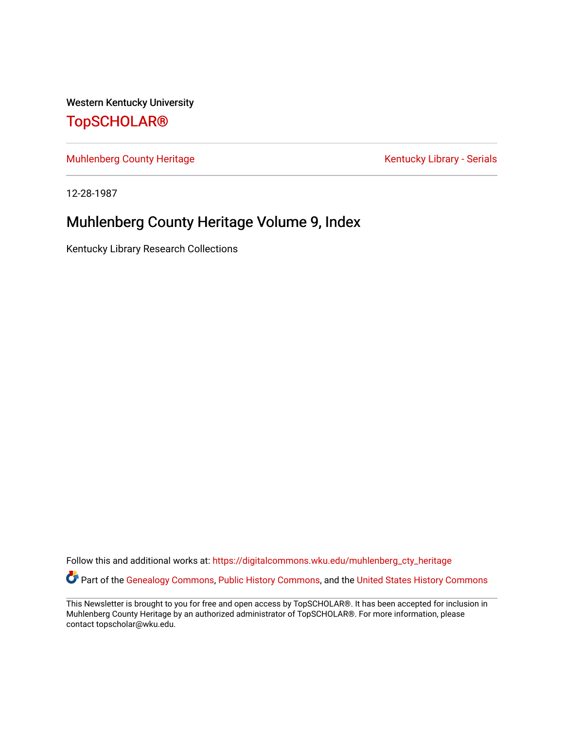Western Kentucky University

# TopSCHOLAR®

Muhlenberg County Heritage | Kentucky Library - Serials

12-28-1987

## Muhlenberg County Heritage Volume 9, Index

Kentucky Library Research Collections

Follow this and additional works at: https://digitalcommons.wku.edu/muhlenberg_cty_heritage

Part of the Genealogy Commons, Public History Commons, and the United States History Commons

This Newsletter is brought to you for free and open access by TopSCHOLAR®. It has been accepted for inclusion in Muhlenberg County Heritage by an authorized administrator of TopSCHOLAR®. For more information, please contact topscholar@wku.edu.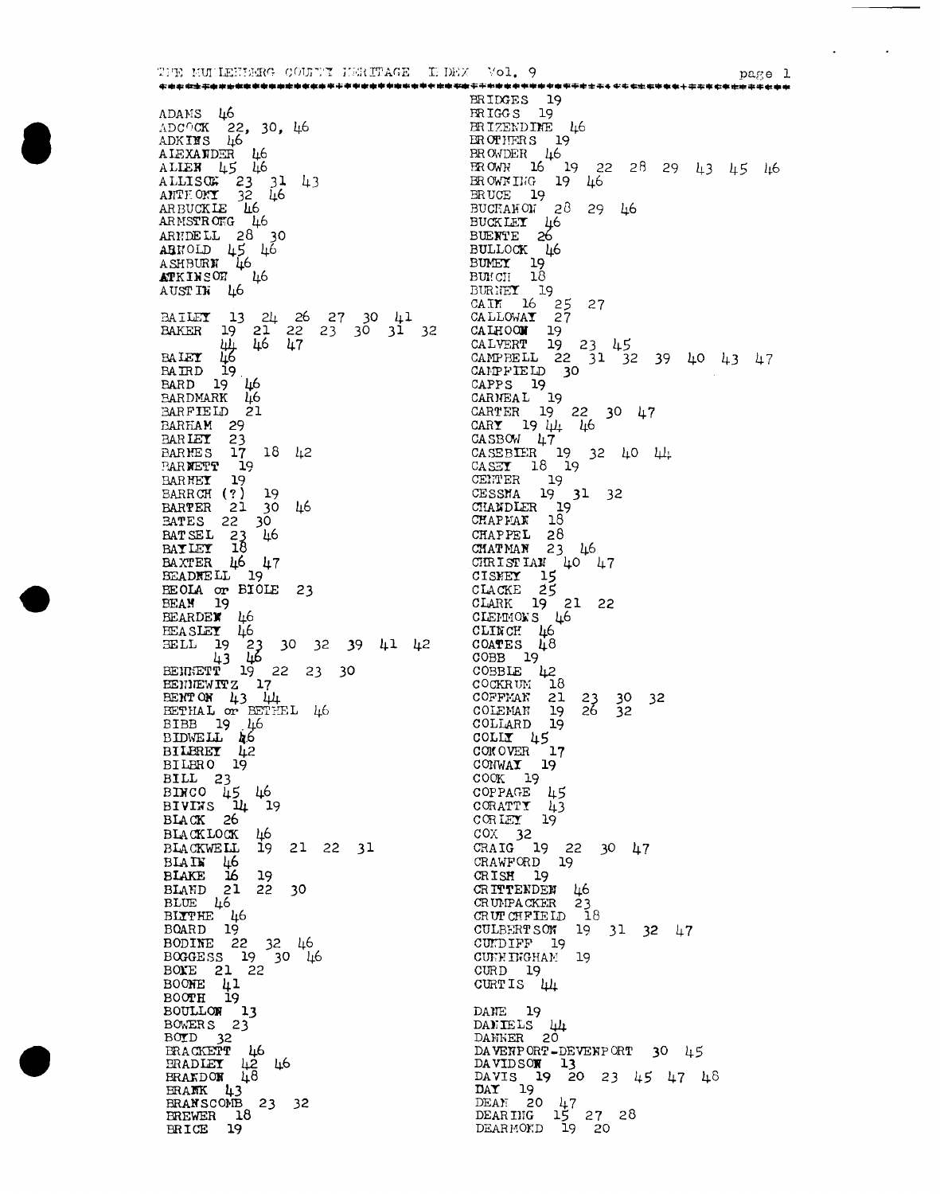THE MUHLENBERG COUNTY HERITAGE INDEX Vol. 9

ADAMS 46
ADCOCK 22, 30, 46
ADKINS 46
ALEXANDER 46
ALLEN 45 46
ALLISON 23 31 43
ANTHONY 32 46
ARBUCKLE 46
ARMSTRONG 46
ARNDELL 28 30
ARNOLD 45 46
ASHBURN 46
ATKINSON 46
AUSTIN 46

BAILEY 13 24 26 27 30 41
BAKER 19 21 22 23 30 31 32 44 46 47
BALEY 46
BAIRD 19
BARD 19 46
BARDMARK 46
BARFIELD 21
BARHAM 29
BARLEY 23
BARNES 17 18 42
BARNETT 19
BARNEY 19
BARRCH (?) 19
BARTER 21 30 46
BATES 22 30
BATSEL 23 46
BAYLEY 18
BAXTER 46 47
BEADNELL 19
BEOLA or BIOLE 23
BEAN 19
BEARDEN 46
BEASLEY 46
BELL 19 23 30 32 39 41 42 43 46
BENNETT 19 22 23 30
BENNEWITZ 17
BENTON 43 44
BETHAL or BETHEL 46
BIBB 19 46
BIDWELL 46
BILBREY 42
BILBRO 19
BILL 23
BINCO 45 46
BIVINS 14 19
BLACK 26
BLACKLOCK 46
BLACKWELL 19 21 22 31
BLAIN 46
BLAKE 16 19
BLAND 21 22 30
BLUE 46
BLYTHE 46
BOARD 19
BODINE 22 32 46
BOGGESS 19 30 46
BOKE 21 22
BOONE 41
BOOTH 19
BOULLON 13
BOWERS 23
BOYD 32
BRACKETT 46
BRADLEY 42 46
BRANDON 48
BRANK 43
BRANSCOMB 23 32
BREWER 18
BRICE 19
BRIDGES 19
BRIGGS 19
BRIZENDINE 46
BROTHERS 19
BROWDER 46
BROWN 16 19 22 28 29 43 45 46
BROWNING 19 46
BRUCE 19
BUCHANON 28 29 46
BUCKLEY 46
BUENTE 26
BULLOCK 46
BUMEY 19
BUNCH 18
BURNEY 19
CAIN 16 25 27
CALLOWAY 27
CALHOON 19
CALVERT 19 23 45
CAMPBELL 22 31 32 39 40 43 47
CAMPFIELD 30
CAPPS 19
CARNEAL 19
CARTER 19 22 30 47
CARY 19 44 46
CASBOW 47
CASEBIER 19 32 40 44
CASEY 18 19
CENTER 19
CESSNA 19 31 32
CHANDLER 19
CHAPMAN 18
CHAPPEL 28
CHATMAN 23 46
CHRISTIAN 40 47
CISNEY 15
CLACKE 25
CLARK 19 21 22
CLEMMONS 46
CLINCH 46
COATES 48
COBB 19
COBBLE 42
COCKRUM 18
COFFMAN 21 23 30 32
COLEMAN 19 26 32
COLLARD 19
COLLY 45
CONOVER 17
CONWAY 19
COOK 19
COPPAGE 45
CORATTY 43
CORLEY 19
COX 32
CRAIG 19 22 30 47
CRAWFORD 19
CRISH 19
CRITTENDEN 46
CRUMPACKER 23
CRUTCHFIELD 18
CULBERTSON 19 31 32 47
CUNDIFF 19
CUNNINGHAM 19
CURD 19
CURTIS 44

DANE 19
DANIELS 44
DANNER 20
DAVENPORT-DEVENPORT 30 45
DAVIDSON 13
DAVIS 19 20 23 45 47 48
DAY 19
DEAN 20 47
DEARING 15 27 28
DEARMOND 19 20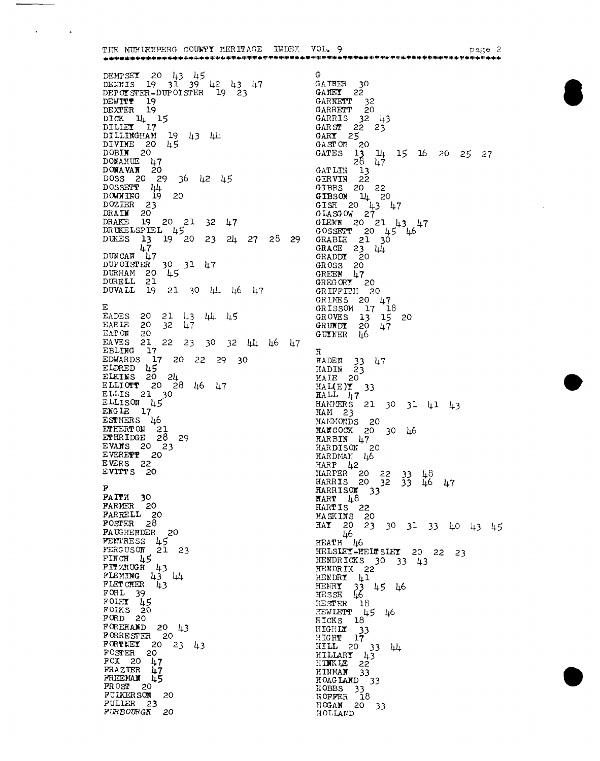DEMPSEY 20 43 45
DENNIS 19 31 39 42 43 47
DEPOYSTER-DUPOISTER 19 23
DEWITT 19
DEXTER 19
DICK 14 15
DILLEY 17
DILLINGHAM 19 43 44
DIVINE 20 45
DOBIN 20
DONAHUE 47
DONAVAN 20
DOSS 20 29 36 42 45
DOSSETT 44
DOWNING 19 20
DOZIER 23
DRAIN 20
DRAKE 19 20 21 32 47
DRUKELSPIEL 45
DUKES 13 19 20 23 24 27 28 29 47
DUNCAN 47
DUPOISTER 30 31 47
DURHAM 20 45
DURELL 21
DUVALL 19 21 30 44 46 47

E
EADES 20 21 43 44 45
EARLE 20 32 47
EATON 20
EAVES 21 22 23 30 32 44 46 47
EBLING 17
EDWARDS 17 20 22 29 30
ELDRED 45
ELKINS 20 24
ELLIOTT 20 28 46 47
ELLIS 21 30
ELLISON 45
ENGLE 17
ESTHERS 46
ETHERTON 21
ETHRIDGE 28 29
EVANS 20 23
EVERETT 20
EVERS 22
EVITTS 20

F
FAITH 30
FARMER 20
FARRELL 20
FOSTER 28
FAUGHENDER 20
FENTRESS 45
FERGUSON 21 23
FINCH 45
FITZHUGH 43
FLEMING 43 44
FLETCHER 43
FOHL 39
FOLEY 45
FOLKS 20
FORD 20
FOREHAND 20 43
FORRESTER 20
FORTNEY 20 23 43
FOSTER 20
FOX 20 47
FRAZIER 47
FREEMAN 45
FROST 20
FULKERSON 20
FULLER 23
*FURBOURGH* 20

G
GAINER 30
GAMEY 22
GARNETT 32
GARRETT 20
GARRIS 32 43
GARST 22 23
GARY 25
GASTON 20
GATES 13 14 15 16 20 25 27 28 47
GATLIN 13
GERVIN 22
GIBBS 20 22
GIBSON 14 20
GISH 20 43 47
GLASGOW 27
GLENN 20 21 43 47
GOSSETT 20 45 46
GRABLE 21 30
GRACE 23 44
GRADDY 20
GROSS 20
GREEN 47
GREGORY 20
GRIFFITH 20
GRIMES 20 47
GRISSOM 17 18
GROVES 13 15 20
GRUNDY 20 47
GUYNER 46

H
HADEN 33 47
HADIN 23
HALE 20
HAL(E)Y 33
HALL 47
HAMMERS 21 30 31 41 43
HAM 23
HAMMONDS 20
HANCOCK 20 30 46
HARBIN 47
HARDISON 20
HARDMAN 46
HARP 42
HARPER 20 22 33 48
HARRIS 20 32 33 46 47
HARRISON 33
HART 48
HARTIS 22
HASKINS 20
HAY 20 23 30 31 33 40 43 45 46
HEATH 46
HELSLEY-HELTSLEY 20 22 23
HENDRICKS 30 33 43
HENDRIX 22
HENDRY 41
HENRY 33 45 46
HESSE 46
HESTER 18
HEWLETT 45 46
HICKS 18
HIGHLY 33
HIGHT 17
HILL 20 33 44
HILLARY 43
HINKLE 22
HINMAN 33
HOAGLAND 33
HOBBS 33
HOFFER 18
HOGAN 20 33
HOLLAND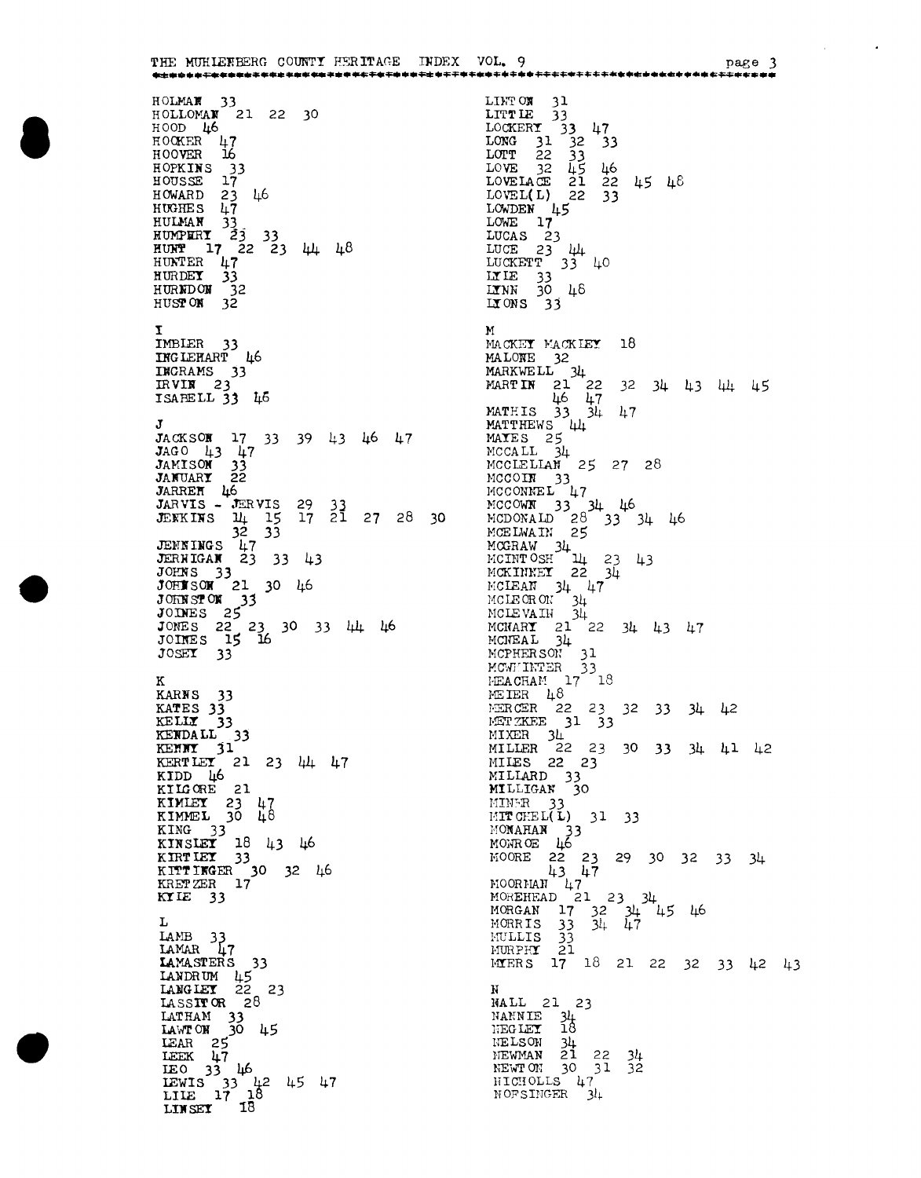HOLMAN 33
HOLLOMAN 21 22 30
HOOD 46
HOOKER 47
HOOVER 16
HOPKINS 33
HOUSSE 17
HOWARD 23 46
HUGHES 47
HULMAN 33
HUMPERY 23 33
HUNT 17 22 23 44 48
HUNTER 47
HURDEY 33
HURNDON 32
HUSTON 32

I
IMBLER 33
INGLEHART 46
INGRAMS 33
IRVIN 23
ISABELL 33 46

J
JACKSON 17 33 39 43 46 47
JAGO 43 47
JAMISON 33
JANUARY 22
JARREN 46
JARVIS - JERVIS 29 33
JENKINS 14 15 17 21 27 28 30 32 33
JENNINGS 47
JERNIGAN 23 33 43
JOHNS 33
JOHNSON 21 30 46
JOHNSTON 33
JOINES 25
JONES 22 23 30 33 44 46
JOINES 15 16
JOSEY 33

K
KARNS 33
KATES 33
KELLY 33
KENDALL 33
KENNY 31
KERTLEY 21 23 44 47
KIDD 46
KILGORE 21
KIMLEY 23 47
KIMMEL 30 48
KING 33
KINSLEY 18 43 46
KIRTLEY 33
KITTINGER 30 32 46
KRETZER 17
KYLE 33

L
LAMB 33
LAMAR 47
LAMASTERS 33
LANDRUM 45
LANGLEY 22 23
LASSITOR 28
LATHAM 33
LAWTON 30 45
LEAR 25
LEEK 47
LEO 33 46
LEWIS 33 42 45 47
LILE 17 18
LINSEY 18

LINTON 31
LITTLE 33
LOCKERY 33 47
LONG 31 32 33
LOTT 22 33
LOVE 32 45 46
LOVELACE 21 22 45 48
LOVEL(L) 22 33
LOWDEN 45
LOWE 17
LUCAS 23
LUCE 23 44
LUCKETT 33 40
LYLE 33
LYNN 30 48
LYONS 33

M
MACKEY MACKLEY 18
MALONE 32
MARKWELL 34
MARTIN 21 22 32 34 43 44 45 46 47
MATHIS 33 34 47
MATTHEWS 44
MAYES 25
MCCALL 34
MCCLELLAN 25 27 28
MCCOIN 33
MCCONNEL 47
MCCOWN 33 34 46
MCDONALD 28 33 34 46
MCELWAIN 25
MCGRAW 34
MCINTOSH 14 23 43
MCKINNEY 22 34
MCLEAN 34 47
MCLERON 34
MCLEVAIN 34
MCNARY 21 22 34 43 47
MCNEAL 34
MCPHERSON 31
MCWHINTER 33
MEACHAM 17 18
MEIER 48
MERCER 22 23 32 33 34 42
METZKEE 31 33
MIXER 34
MILLER 22 23 30 33 34 41 42
MILES 22 23
MILLARD 33
MILLIGAN 30
MINER 33
MITCHEL(L) 31 33
MONAHAN 33
MONROE 46
MOORE 22 23 29 30 32 33 34 43 47
MOORMAN 47
MOREHEAD 21 23 34
MORGAN 17 32 34 45 46
MORRIS 33 34 47
MULLIS 33
MURPHY 21
MYERS 17 18 21 22 32 33 42 43

N
NALL 21 23
NANNIE 34
NEGLEY 18
NELSON 34
NEWMAN 21 22 34
NEWTON 30 31 32
NICHOLLS 47
NOFSINGER 34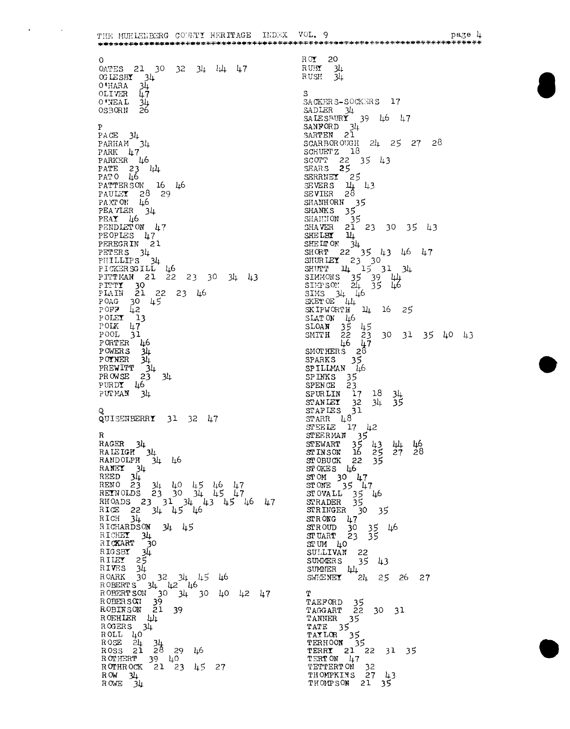O
OATES 21 30 32 34 44 47
OGLESBY 34
O'HARA 34
OLIVER 47
O'NEAL 34
OSBORN 26

P
PACE 34
PARHAM 34
PARK 47
PARKER 46
PATE 23 44
PATO 46
PATTERSON 16 46
PAULEY 28 29
PAXTON 46
PEAVLER 34
PEAY 46
PENDLETON 47
PEOPLES 47
PEREGRIN 21
PETERS 34
PHILLIPS 34
PICKERSGILL 46
PITTMAN 21 22 23 30 34 43
PITTY 30
PLAIN 21 22 23 46
POAG 30 45
POFF 42
POLEY 13
POLK 47
POOL 31
PORTER 46
POWERS 34
POYNER 34
PREWITT 34
PROWSE 23 34
PURDY 46
PUTMAN 34

Q
QUISENBERRY 31 32 47

R
RAGER 34
RALEIGH 34
RANDOLPH 34 46
RANEY 34
REED 34
RENO 23 34 40 45 46 47
REYNOLDS 23 30 34 45 47
RHOADS 23 31 34 43 45 46 47
RICE 22 34 45 46
RICH 34
RICHARDSON 34 45
RICHEY 34
RICKART 30
RIGSBY 34
RILEY 25
RIVES 34
ROARK 30 32 34 45 46
ROBERTS 34 42 46
ROBERTSON 30 34 30 40 42 47
ROBERSON 39
ROBINSON 21 39
ROEHLER 44
ROGERS 34
ROLL 40
ROSE 24 34
ROSS 21 28 29 46
ROTHERT 39 40
ROTHROCK 21 23 45 27
ROW 34
ROWE 34
ROY 20
RUBY 34
RUSH 34

S
SACKERS-SOCKERS 17
SADLER 34
SALESBURY 39 46 47
SANFORD 34
SARTEN 21
SCARBOROUGH 24 25 27 28
SCHUETZ 18
SCOTT 22 35 43
SEARS 25
SERRNEY 25
SEVERS 14 43
SEVIER 28
SHANHORN 35
SHANKS 35
SHANNON 35
SHAVER 21 23 30 35 43
SHELBY 14
SHELTON 34
SHORT 22 35 43 46 47
SHURLEY 23 30
SHUTT 14 15 31 34
SIMMONS 35 39 44
SIMPSON 24 35 46
SIMS 34 46
SKETOE 44
SKIPWORTH 14 16 25
SLATON 46
SLOAN 35 45
SMITH 22 23 30 31 35 40 43 46 47
SMOTHERS 28
SPARKS 35
SPILLMAN 46
SPINKS 35
SPENCE 23
SPURLIN 17 18 34
STANLEY 32 34 35
STAPLES 31
STARR 48
STEELE 17 42
STEERMAN 35
STEWART 35 43 44 46
STINSON 16 25 27 28
STOBUCK 22 35
STOKES 46
STOM 30 47
STONE 35 47
STOVALL 35 46
STRADER 35
STRINGER 30 35
STRONG 47
STROUD 30 35 46
STUART 23 35
STUM 40
SULLIVAN 22
SUMMERS 35 43
SUMNER 44
SWEENEY 24 25 26 27

T
TAEFORD 35
TAGGART 22 30 31
TANNER 35
TATE 35
TAYLOR 35
TERHOON 35
TERRY 21 22 31 35
TERTON 47
TETTERTON 32
THOMPKINS 27 43
THOMPSON 21 35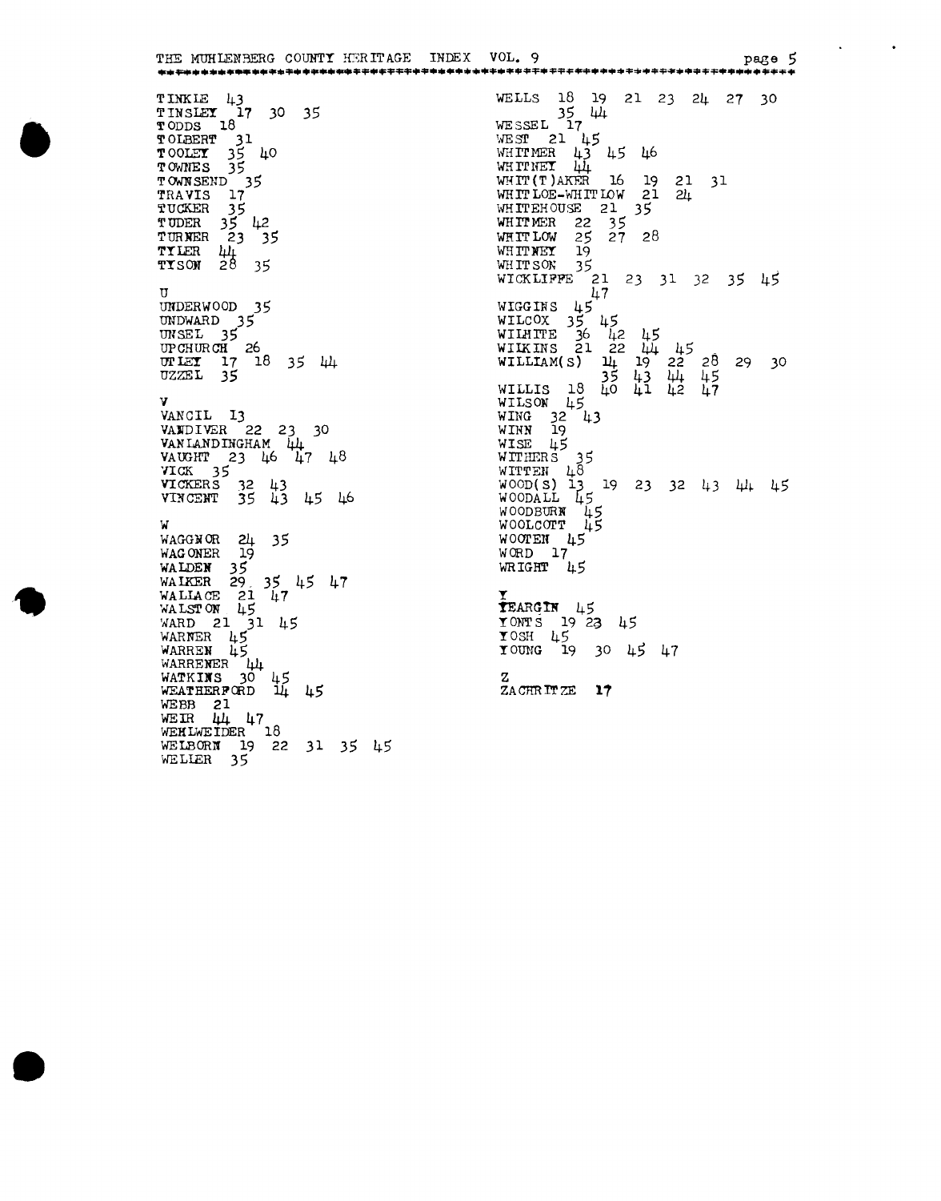TINKLE 43
TINSLEY 17 30 35
TODDS 18
TOLBERT 31
TOOLEY 35 40
TOWNES 35
TOWNSEND 35
TRAVIS 17
TUCKER 35
TUDER 35 42
TURNER 23 35
TYLER 44
TYSON 28 35

U
UNDERWOOD 35
UNDWARD 35
UNSEL 35
UPCHURCH 26
UTLEY 17 18 35 44
UZZEL 35

V
VANCIL 13
VANDIVER 22 23 30
VANLANDINGHAM 44
VAUGHT 23 46 47 48
VICK 35
VICKERS 32 43
VINCENT 35 43 45 46

W
WAGGNOR 24 35
WAGONER 19
WALDEN 35
WALKER 29 35 45 47
WALLACE 21 47
WALSTON 45
WARD 21 31 45
WARNER 45
WARREN 45
WARRENER 44
WATKINS 30 45
WEATHERFORD 14 45
WEBB 21
WEIR 44 47
WEHLWEIDER 18
WELBORN 19 22 31 35 45
WELLER 35

WELLS 18 19 21 23 24 27 30 35 44
WESSEL 17
WEST 21 45
WHITMER 43 45 46
WHITNEY 44
WHIT(T)AKER 16 19 21 31
WHITLOE-WHITLOW 21 24
WHITEHOUSE 21 35
WHITMER 22 35
WHITLOW 25 27 28
WHITNEY 19
WHITSON 35
WICKLIFFE 21 23 31 32 35 45 47
WIGGINS 45
WILCOX 35 45
WILHITE 36 42 45
WILKINS 21 22 44 45
WILLIAM(S) 14 19 22 28 29 30 35 43 44 45
WILLIS 18 40 41 42 47
WILSON 45
WING 32 43
WINN 19
WISE 45
WITHERS 35
WITTEN 48
WOOD(S) 13 19 23 32 43 44 45
WOODALL 45
WOODBURN 45
WOOLCOTT 45
WOOTEN 45
WORD 17
WRIGHT 45

Y
YEARGIN 45
YONTS 19 23 45
YOSH 45
YOUNG 19 30 45 47

Z
ZACHRITZE 17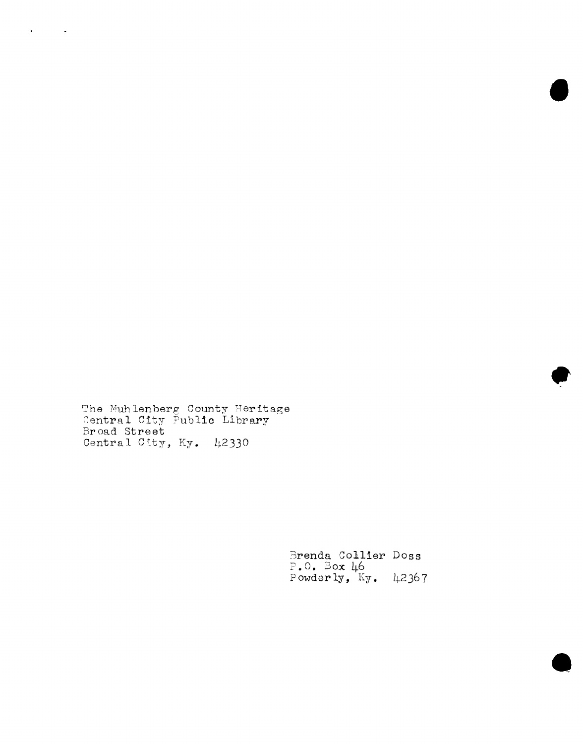The Muhlenberg County Heritage
Central City Public Library
Broad Street
Central City, Ky. 42330

Brenda Collier Doss
P.O. Box 46
Powderly, Ky. 42367